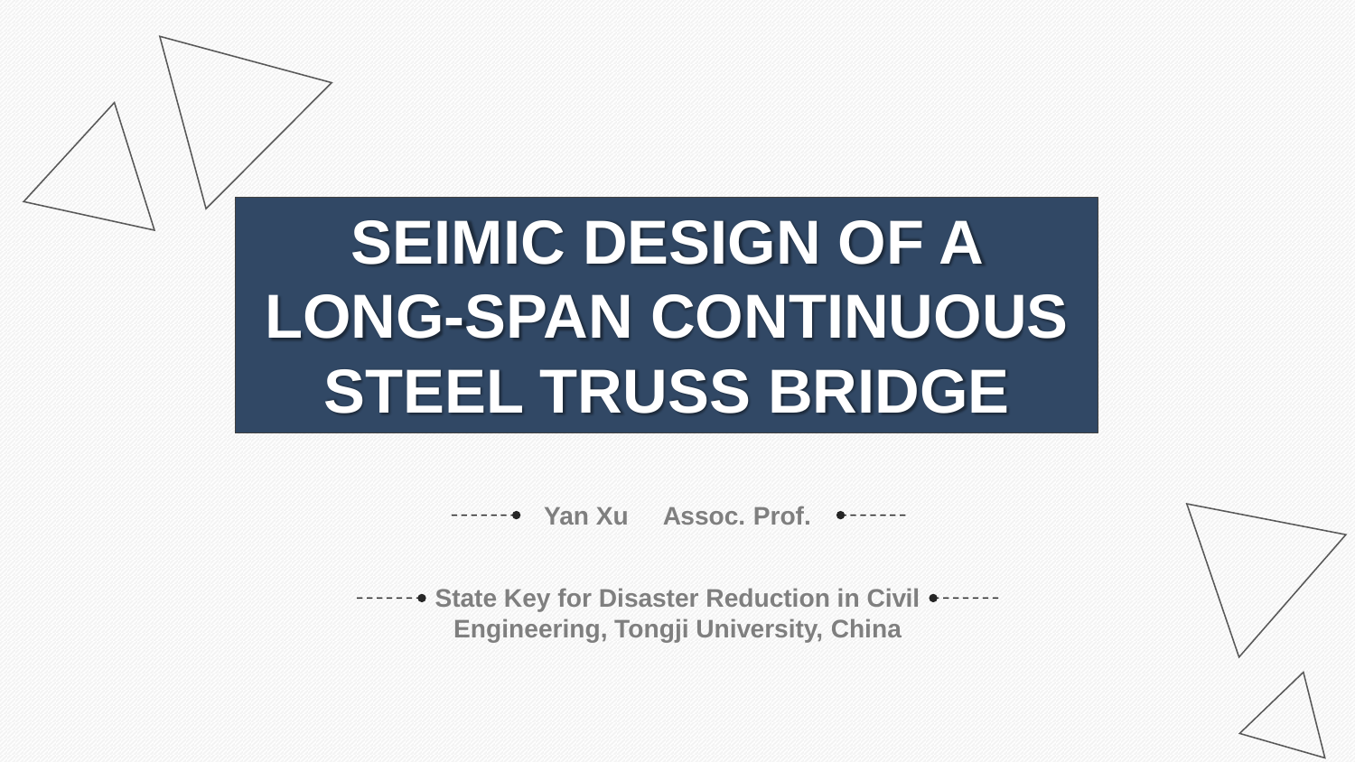# SEIMIC DESIGN OF A LONG-SPAN CONTINUOUS STEEL TRUSS BRIDGE

**Yan Xu Assoc. Prof.**

**State Key for Disaster Reduction in Civil Engineering, Tongji University, China**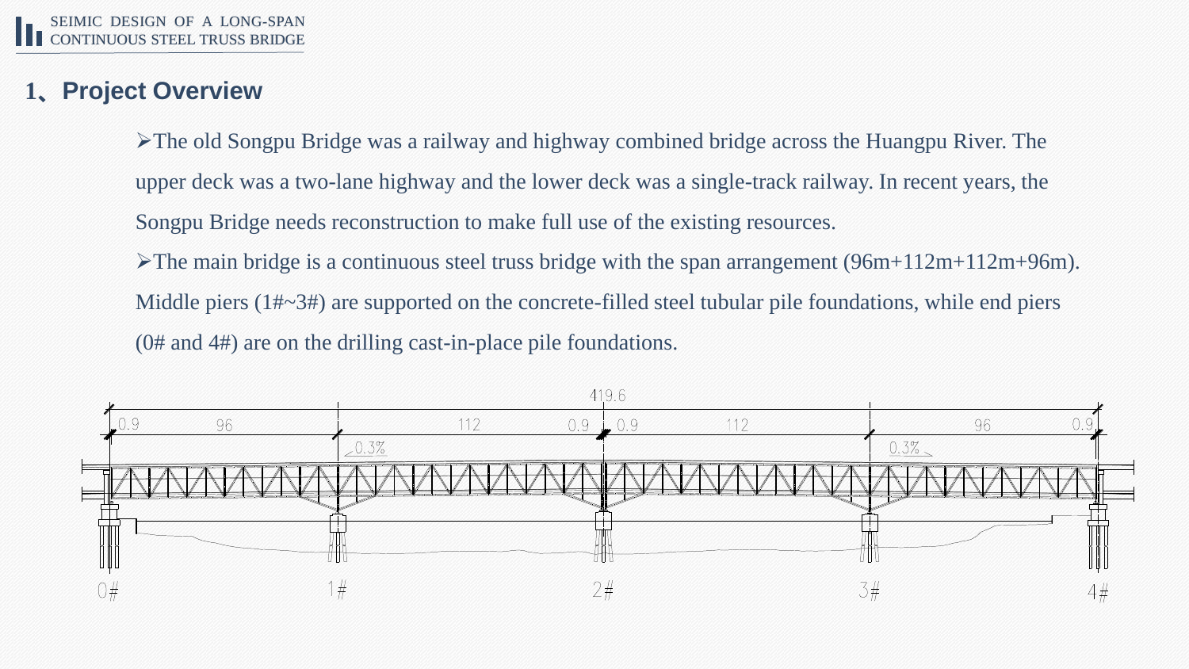## 1、Project Overview

- The old Songpu Bridge was a railway and highway combined bridge across the Huangpu River. The upper deck was a two-lane highway and the lower deck was a single-track railway. In recent years, the Songpu Bridge needs reconstruction to make full use of the existing resources.
- The main bridge is a continuous steel truss bridge with the span arrangement (96m+112m+112m+96m). Middle piers (1#~3#) are supported on the concrete-filled steel tubular pile foundations, while end piers (0# and 4#) are on the drilling cast-in-place pile foundations.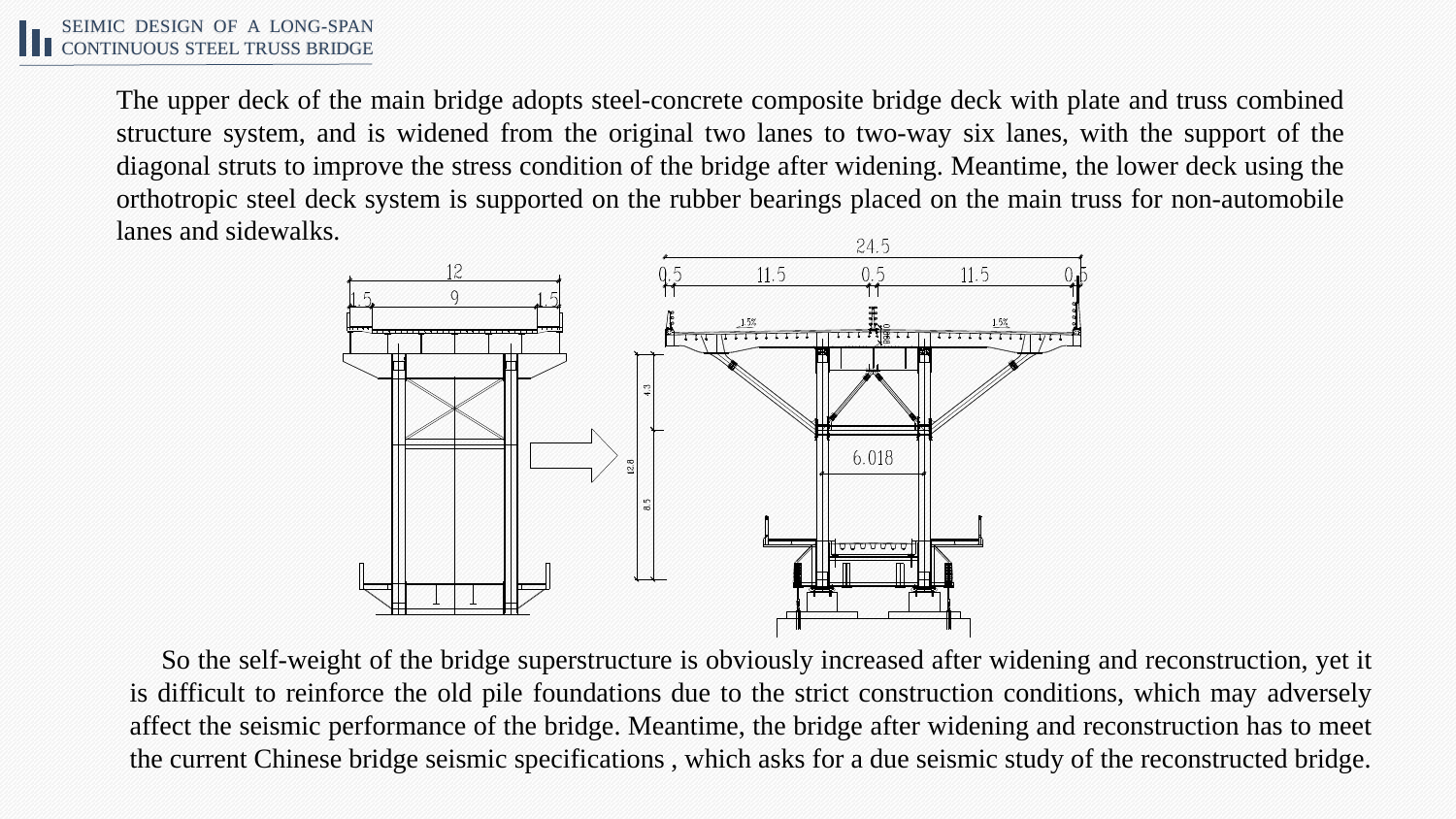The upper deck of the main bridge adopts steel-concrete composite bridge deck with plate and truss combined structure system, and is widened from the original two lanes to two-way six lanes, with the support of the diagonal struts to improve the stress condition of the bridge after widening. Meantime, the lower deck using the orthotropic steel deck system is supported on the rubber bearings placed on the main truss for non-automobile lanes and sidewalks.

So the self-weight of the bridge superstructure is obviously increased after widening and reconstruction, yet it is difficult to reinforce the old pile foundations due to the strict construction conditions, which may adversely affect the seismic performance of the bridge. Meantime, the bridge after widening and reconstruction has to meet the current Chinese bridge seismic specifications , which asks for a due seismic study of the reconstructed bridge.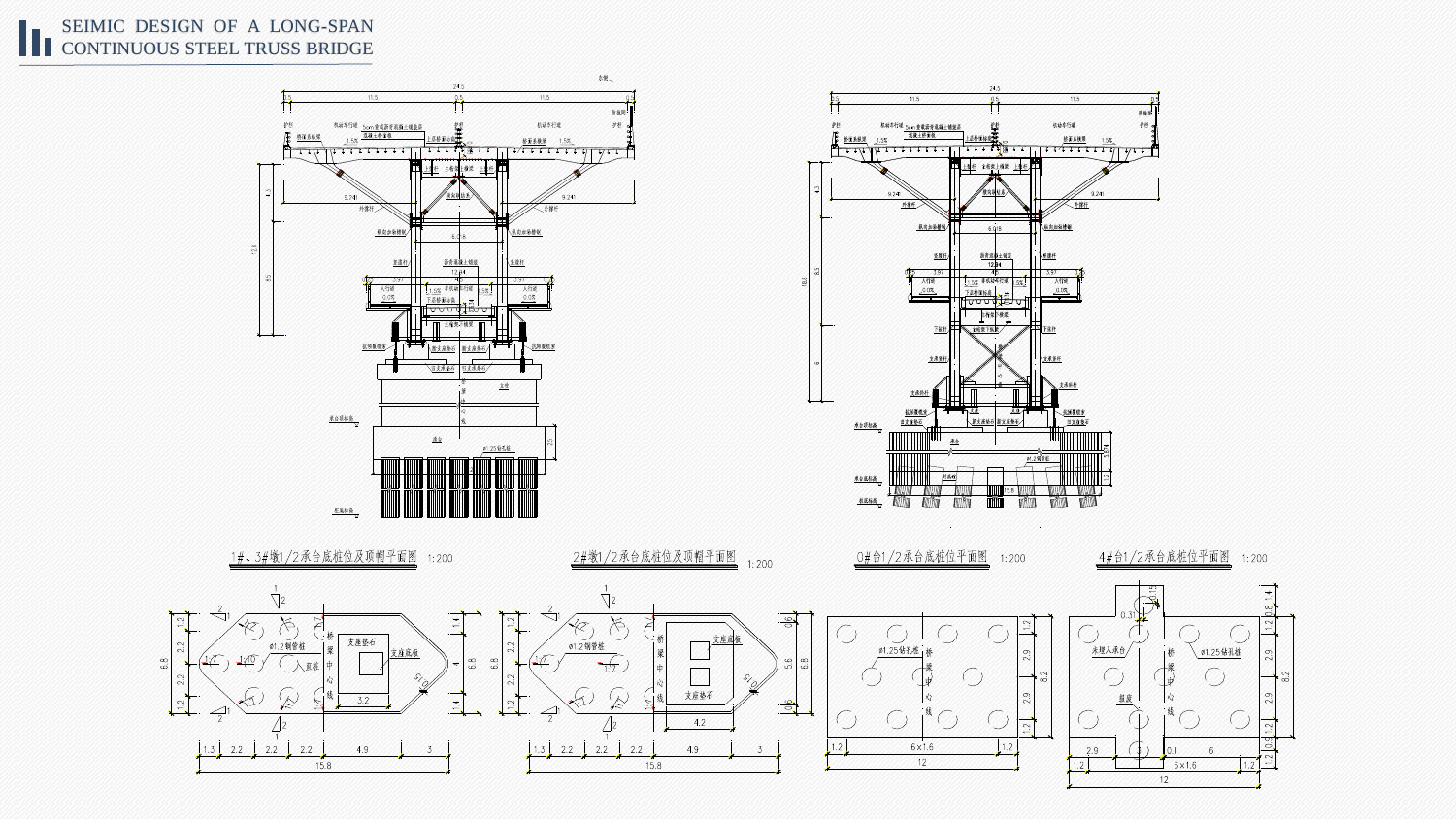# SEIMIC DESIGN OF A LONG-SPAN CONTINUOUS STEEL TRUSS BRIDGE

1#、3#墩1/2承台底桩位及顶帽平面图 1:200

2#墩1/2承台底桩位及顶帽平面图 1:200

0#台1/2承台底桩位平面图 1:200

4#台1/2承台底桩位平面图 1:200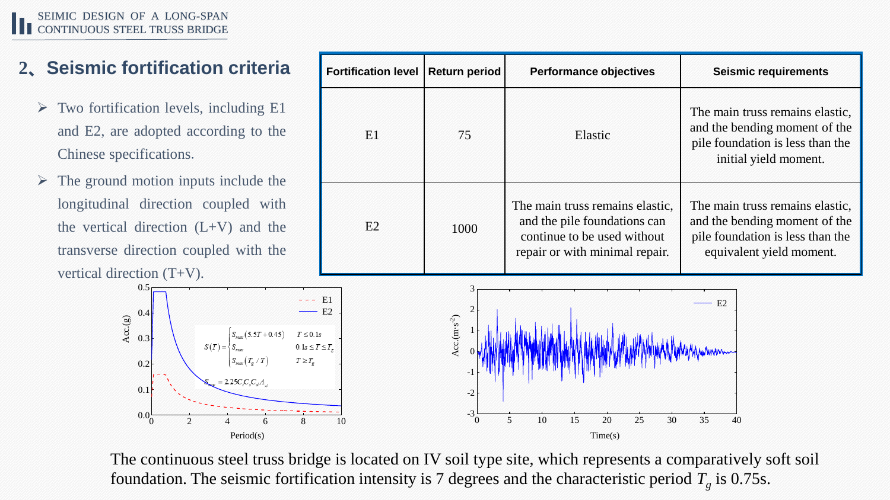## 2、Seismic fortification criteria

- Two fortification levels, including E1 and E2, are adopted according to the Chinese specifications.
- The ground motion inputs include the longitudinal direction coupled with the vertical direction (L+V) and the transverse direction coupled with the vertical direction (T+V).

| Fortification level | Return period | Performance objectives | Seismic requirements |
|---|---|---|---|
| E1 | 75 | Elastic | The main truss remains elastic, and the bending moment of the pile foundation is less than the initial yield moment. |
| E2 | 1000 | The main truss remains elastic, and the pile foundation can continue to be used without repair or with minimal repair. | The main truss remains elastic, and the bending moment of the pile foundation is less than the equivalent yield moment. |

$$S(T)=\begin{cases} S_{max}(5.5T+0.45) & T\le 0.1s \\ S_{max} & 0.1s\le T\le T_g \\ S_{max}(T_g/T) & T\ge T_g \end{cases}$$

$$S_{max}=2.25C_iC_sC_dA_h$$

The continuous steel truss bridge is located on IV soil type site, which represents a comparatively soft soil foundation. The seismic fortification intensity is 7 degrees and the characteristic period $T_g$ is 0.75s.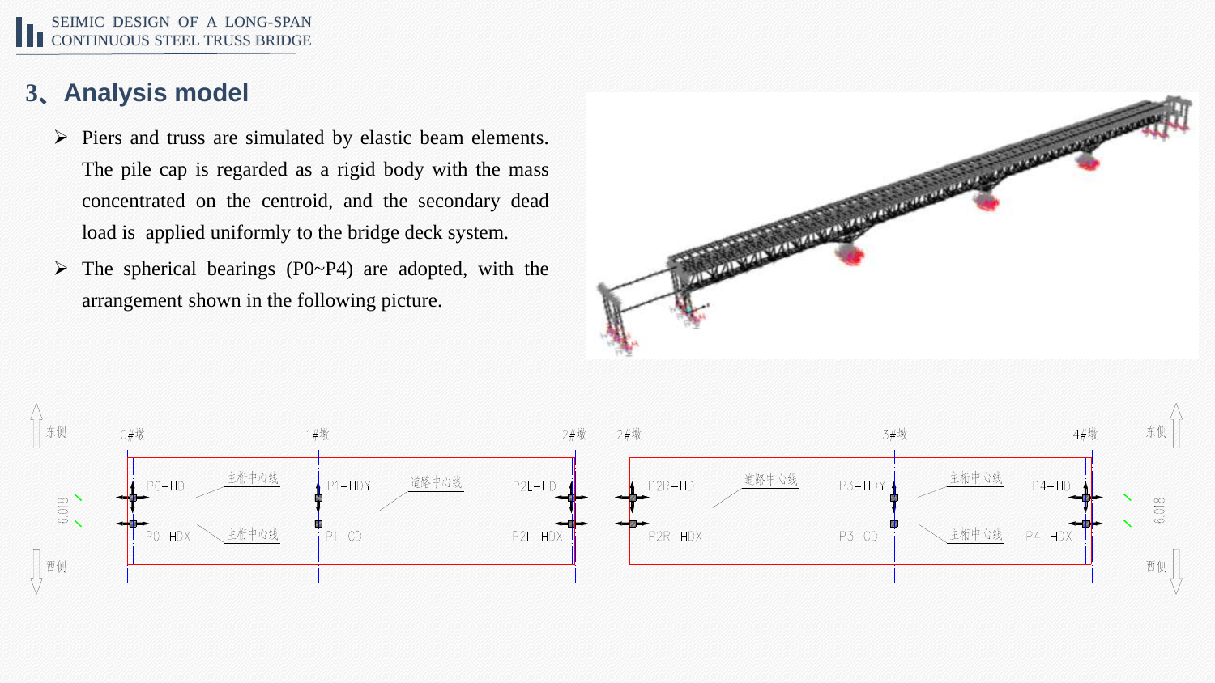## 3、Analysis model

- Piers and truss are simulated by elastic beam elements. The pile cap is regarded as a rigid body with the mass concentrated on the centroid, and the secondary dead load is applied uniformly to the bridge deck system.
- The spherical bearings (P0~P4) are adopted, with the arrangement shown in the following picture.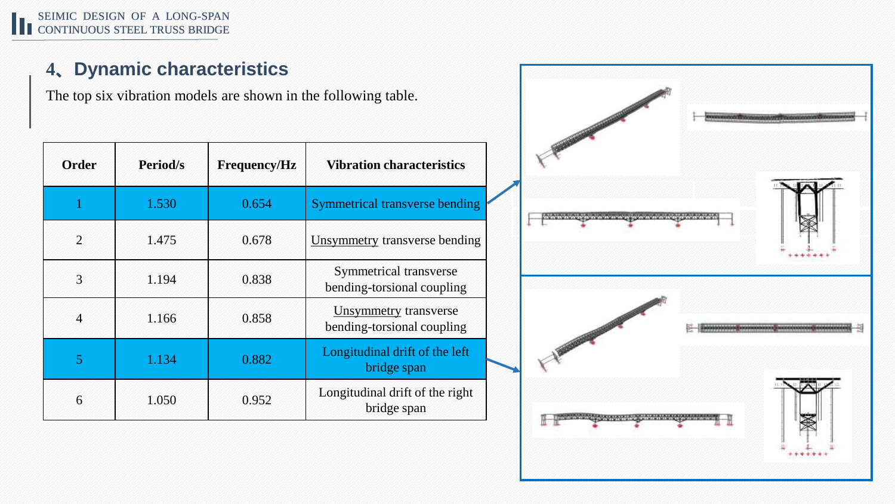## 4、Dynamic characteristics

The top six vibration models are shown in the following table.

| Order | Period/s | Frequency/Hz | Vibration characteristics |
|---|---|---|---|
| 1 | 1.530 | 0.654 | Symmetrical transverse bending |
| 2 | 1.475 | 0.678 | Unsymmetry transverse bending |
| 3 | 1.194 | 0.838 | Symmetrical transverse bending-torsional coupling |
| 4 | 1.166 | 0.858 | Unsymmetry transverse bending-torsional coupling |
| 5 | 1.134 | 0.882 | Longitudinal drift of the left bridge span |
| 6 | 1.050 | 0.952 | Longitudinal drift of the right bridge span |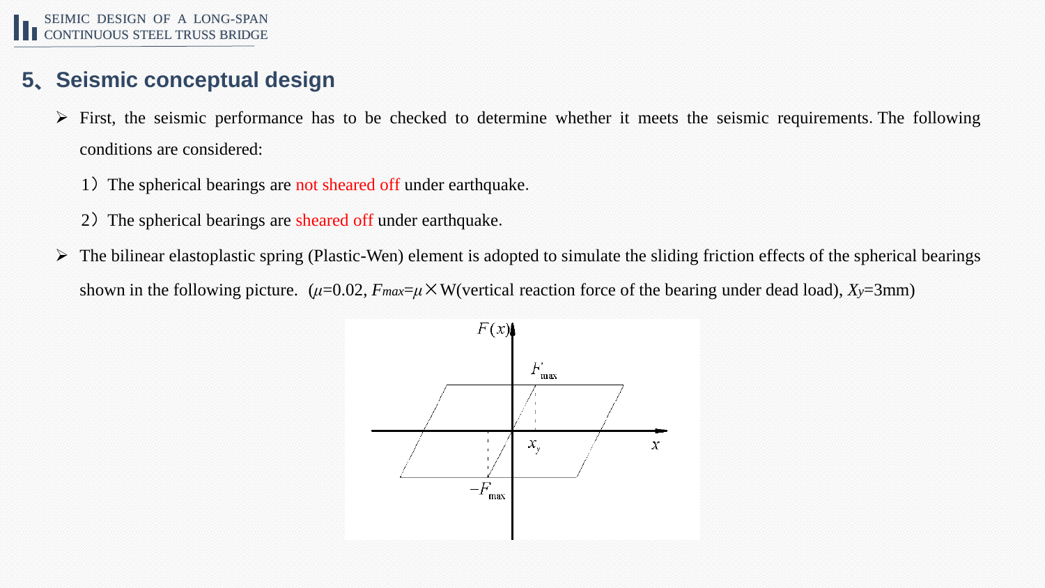## 5、Seismic conceptual design

- First, the seismic performance has to be checked to determine whether it meets the seismic requirements. The following conditions are considered:

  1）The spherical bearings are not sheared off under earthquake.

  2）The spherical bearings are sheared off under earthquake.

- The bilinear elastoplastic spring (Plastic-Wen) element is adopted to simulate the sliding friction effects of the spherical bearings shown in the following picture. ($\mu$=0.02, $F_{max}$=$\mu$×W(vertical reaction force of the bearing under dead load), $X_y$=3mm)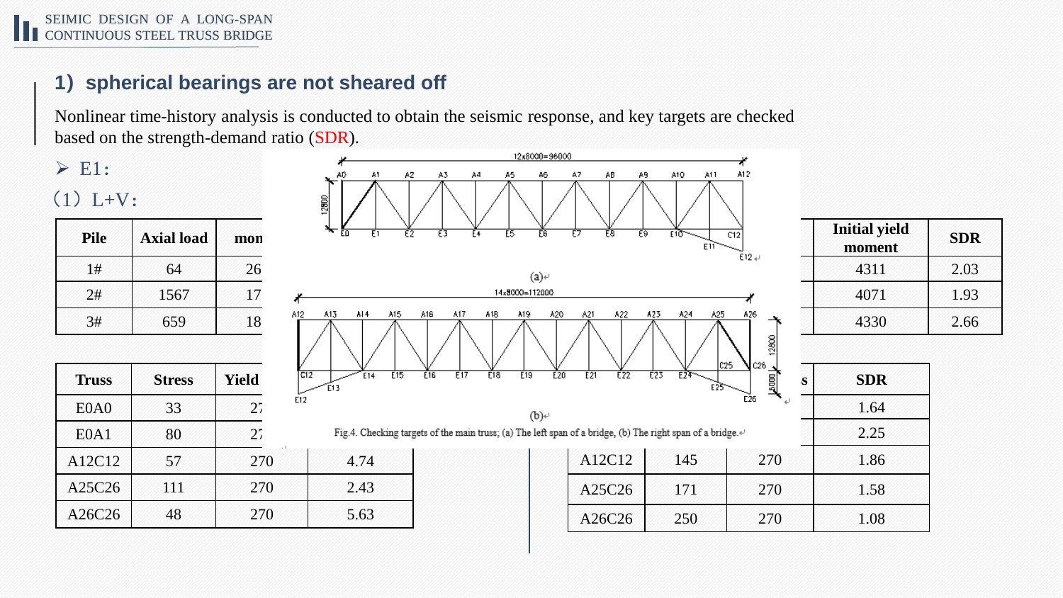## 1) spherical bearings are not sheared off

Nonlinear time-history analysis is conducted to obtain the seismic response, and key targets are checked based on the strength-demand ratio (SDR).

- E1:

（1）L+V:

| Pile | Axial load | mon |
|---|---|---|
| 1# | 64 | 26 |
| 2# | 1567 | 17 |
| 3# | 659 | 18 |

| Initial yield moment | SDR |
|---|---|
| 4311 | 2.03 |
| 4071 | 1.93 |
| 4330 | 2.66 |

| Truss | Stress | Yield | |
|---|---|---|---|
| E0A0 | 33 | 27 | |
| E0A1 | 80 | 27 | |
| A12C12 | 57 | 270 | 4.74 |
| A25C26 | 111 | 270 | 2.43 |
| A26C26 | 48 | 270 | 5.63 |

| | | s | SDR |
|---|---|---|---|
| | | | 1.64 |
| | | | 2.25 |
| A12C12 | 145 | 270 | 1.86 |
| A25C26 | 171 | 270 | 1.58 |
| A26C26 | 250 | 270 | 1.08 |

Fig.4. Checking targets of the main truss; (a) The left span of a bridge, (b) The right span of a bridge.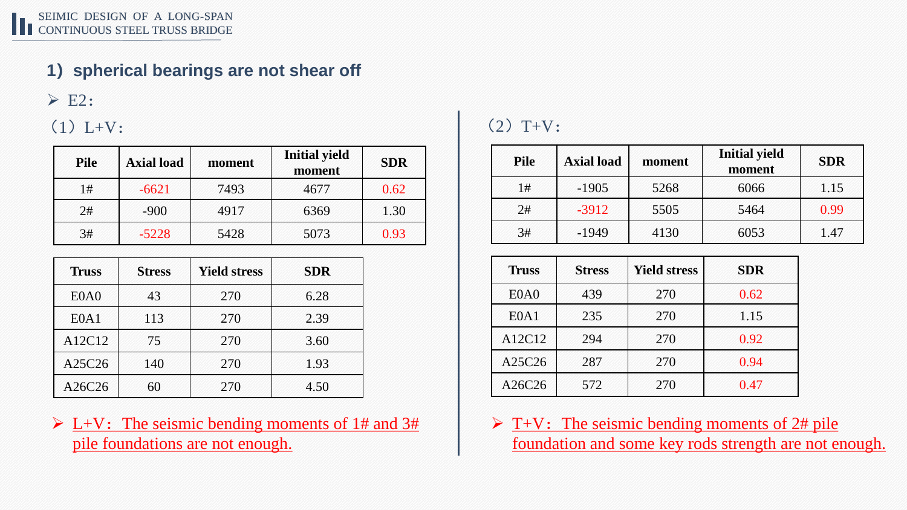## 1）spherical bearings are not shear off

➢ E2:

（1）L+V:

| Pile | Axial load | moment | Initial yield moment | SDR |
|---|---|---|---|---|
| 1# | -6621 | 7493 | 4677 | 0.62 |
| 2# | -900 | 4917 | 6369 | 1.30 |
| 3# | -5228 | 5428 | 5073 | 0.93 |

| Truss | Stress | Yield stress | SDR |
|---|---|---|---|
| E0A0 | 43 | 270 | 6.28 |
| E0A1 | 113 | 270 | 2.39 |
| A12C12 | 75 | 270 | 3.60 |
| A25C26 | 140 | 270 | 1.93 |
| A26C26 | 60 | 270 | 4.50 |

➢ L+V: The seismic bending moments of 1# and 3# pile foundations are not enough.

（2）T+V:

| Pile | Axial load | moment | Initial yield moment | SDR |
|---|---|---|---|---|
| 1# | -1905 | 5268 | 6066 | 1.15 |
| 2# | -3912 | 5505 | 5464 | 0.99 |
| 3# | -1949 | 4130 | 6053 | 1.47 |

| Truss | Stress | Yield stress | SDR |
|---|---|---|---|
| E0A0 | 439 | 270 | 0.62 |
| E0A1 | 235 | 270 | 1.15 |
| A12C12 | 294 | 270 | 0.92 |
| A25C26 | 287 | 270 | 0.94 |
| A26C26 | 572 | 270 | 0.47 |

➢ T+V: The seismic bending moments of 2# pile foundation and some key rods strength are not enough.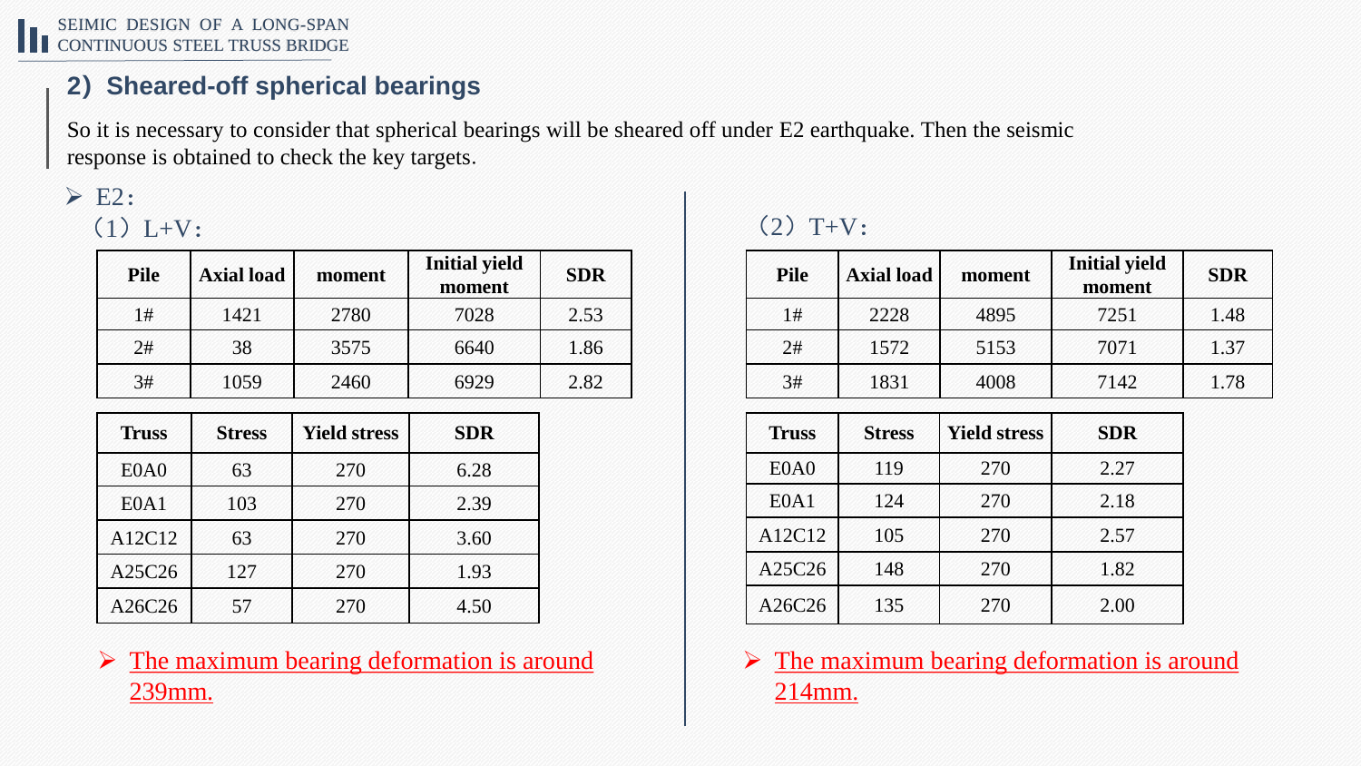## 2）Sheared-off spherical bearings

So it is necessary to consider that spherical bearings will be sheared off under E2 earthquake. Then the seismic response is obtained to check the key targets.

➢ E2:

（1）L+V:

| Pile | Axial load | moment | Initial yield moment | SDR |
|---|---|---|---|---|
| 1# | 1421 | 2780 | 7028 | 2.53 |
| 2# | 38 | 3575 | 6640 | 1.86 |
| 3# | 1059 | 2460 | 6929 | 2.82 |

| Truss | Stress | Yield stress | SDR |
|---|---|---|---|
| E0A0 | 63 | 270 | 6.28 |
| E0A1 | 103 | 270 | 2.39 |
| A12C12 | 63 | 270 | 3.60 |
| A25C26 | 127 | 270 | 1.93 |
| A26C26 | 57 | 270 | 4.50 |

➢ The maximum bearing deformation is around 239mm.

（2）T+V:

| Pile | Axial load | moment | Initial yield moment | SDR |
|---|---|---|---|---|
| 1# | 2228 | 4895 | 7251 | 1.48 |
| 2# | 1572 | 5153 | 7071 | 1.37 |
| 3# | 1831 | 4008 | 7142 | 1.78 |

| Truss | Stress | Yield stress | SDR |
|---|---|---|---|
| E0A0 | 119 | 270 | 2.27 |
| E0A1 | 124 | 270 | 2.18 |
| A12C12 | 105 | 270 | 2.57 |
| A25C26 | 148 | 270 | 1.82 |
| A26C26 | 135 | 270 | 2.00 |

➢ The maximum bearing deformation is around 214mm.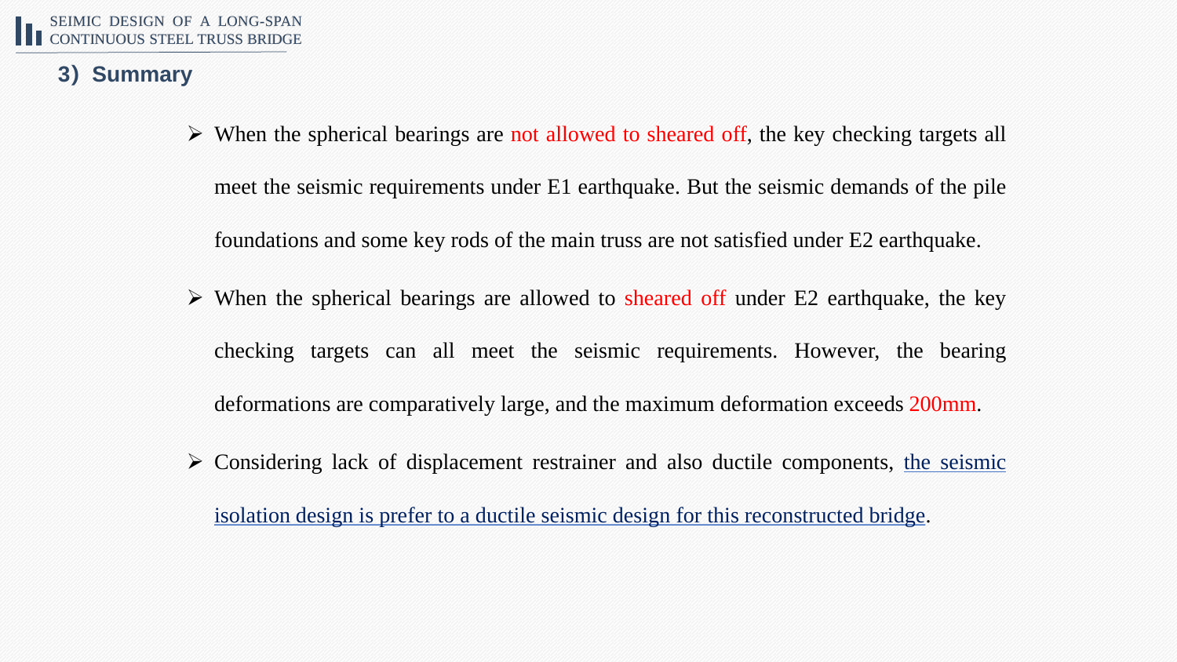### 3) Summary

- When the spherical bearings are not allowed to sheared off, the key checking targets all meet the seismic requirements under E1 earthquake. But the seismic demands of the pile foundations and some key rods of the main truss are not satisfied under E2 earthquake.
- When the spherical bearings are allowed to sheared off under E2 earthquake, the key checking targets can all meet the seismic requirements. However, the bearing deformations are comparatively large, and the maximum deformation exceeds 200mm.
- Considering lack of displacement restrainer and also ductile components, the seismic isolation design is prefer to a ductile seismic design for this reconstructed bridge.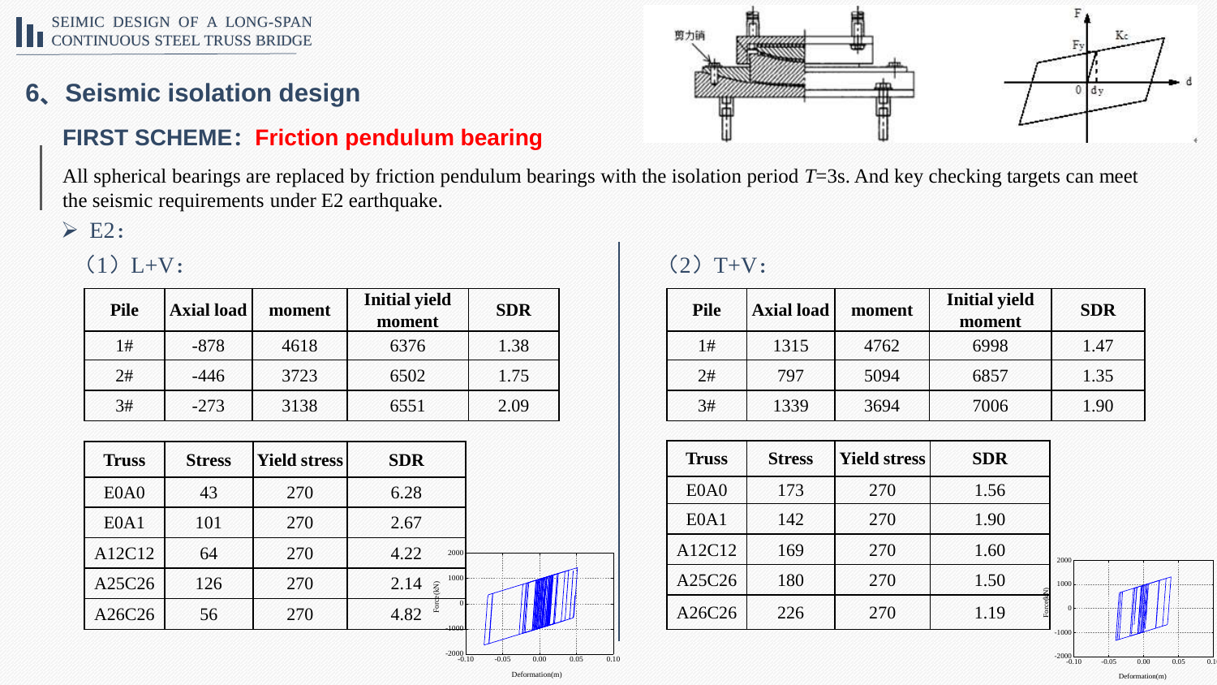## 6、Seismic isolation design

### FIRST SCHEME：Friction pendulum bearing

All spherical bearings are replaced by friction pendulum bearings with the isolation period $T$=3s. And key checking targets can meet the seismic requirements under E2 earthquake.

- E2：

（1）L+V：

| Pile | Axial load | moment | Initial yield moment | SDR |
|---|---|---|---|---|
| 1# | -878 | 4618 | 6376 | 1.38 |
| 2# | -446 | 3723 | 6502 | 1.75 |
| 3# | -273 | 3138 | 6551 | 2.09 |

| Truss | Stress | Yield stress | SDR |
|---|---|---|---|
| E0A0 | 43 | 270 | 6.28 |
| E0A1 | 101 | 270 | 2.67 |
| A12C12 | 64 | 270 | 4.22 |
| A25C26 | 126 | 270 | 2.14 |
| A26C26 | 56 | 270 | 4.82 |

（2）T+V：

| Pile | Axial load | moment | Initial yield moment | SDR |
|---|---|---|---|---|
| 1# | 1315 | 4762 | 6998 | 1.47 |
| 2# | 797 | 5094 | 6857 | 1.35 |
| 3# | 1339 | 3694 | 7006 | 1.90 |

| Truss | Stress | Yield stress | SDR |
|---|---|---|---|
| E0A0 | 173 | 270 | 1.56 |
| E0A1 | 142 | 270 | 1.90 |
| A12C12 | 169 | 270 | 1.60 |
| A25C26 | 180 | 270 | 1.50 |
| A26C26 | 226 | 270 | 1.19 |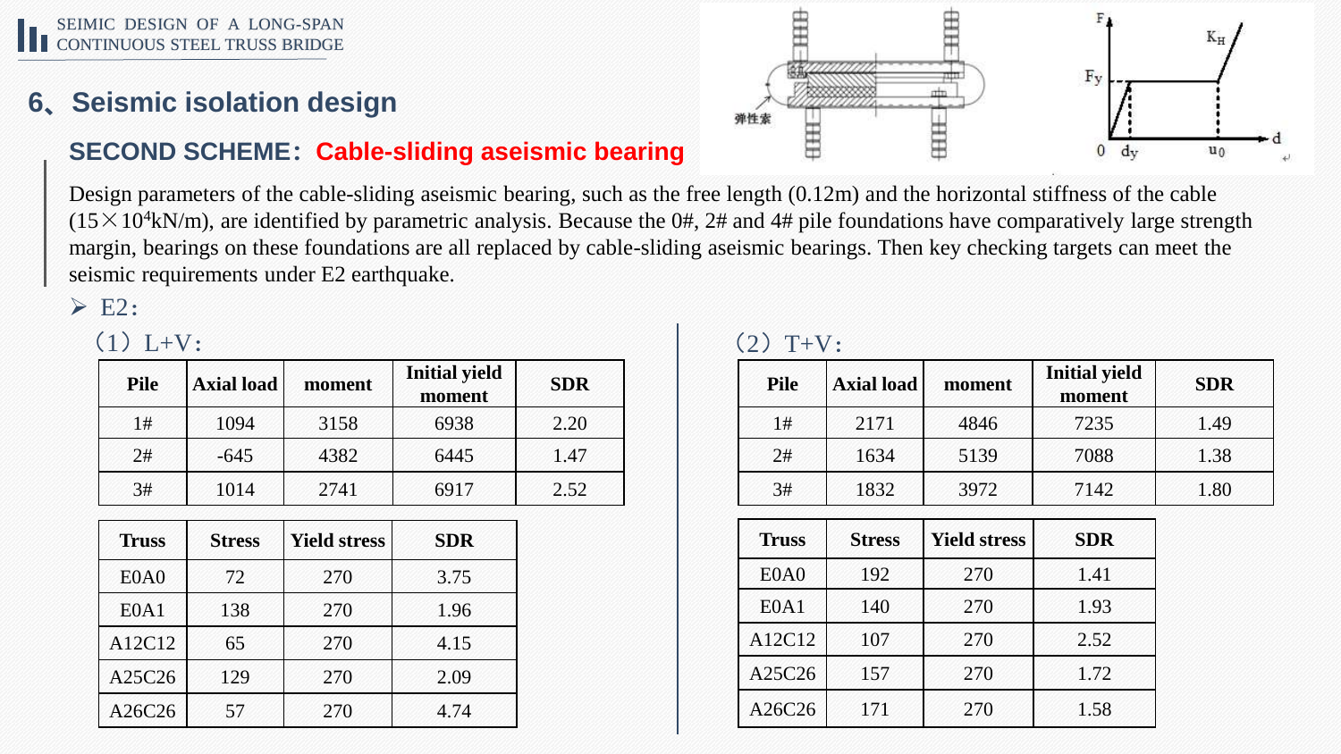## 6、Seismic isolation design

### SECOND SCHEME：Cable-sliding aseismic bearing

Design parameters of the cable-sliding aseismic bearing, such as the free length (0.12m) and the horizontal stiffness of the cable ($15\times10^4$kN/m), are identified by parametric analysis. Because the 0#, 2# and 4# pile foundations have comparatively large strength margin, bearings on these foundations are all replaced by cable-sliding aseismic bearings. Then key checking targets can meet the seismic requirements under E2 earthquake.

- E2:

（1）L+V:

| Pile | Axial load | moment | Initial yield moment | SDR |
|---|---|---|---|---|
| 1# | 1094 | 3158 | 6938 | 2.20 |
| 2# | -645 | 4382 | 6445 | 1.47 |
| 3# | 1014 | 2741 | 6917 | 2.52 |

| Truss | Stress | Yield stress | SDR |
|---|---|---|---|
| E0A0 | 72 | 270 | 3.75 |
| E0A1 | 138 | 270 | 1.96 |
| A12C12 | 65 | 270 | 4.15 |
| A25C26 | 129 | 270 | 2.09 |
| A26C26 | 57 | 270 | 4.74 |

（2）T+V:

| Pile | Axial load | moment | Initial yield moment | SDR |
|---|---|---|---|---|
| 1# | 2171 | 4846 | 7235 | 1.49 |
| 2# | 1634 | 5139 | 7088 | 1.38 |
| 3# | 1832 | 3972 | 7142 | 1.80 |

| Truss | Stress | Yield stress | SDR |
|---|---|---|---|
| E0A0 | 192 | 270 | 1.41 |
| E0A1 | 140 | 270 | 1.93 |
| A12C12 | 107 | 270 | 2.52 |
| A25C26 | 157 | 270 | 1.72 |
| A26C26 | 171 | 270 | 1.58 |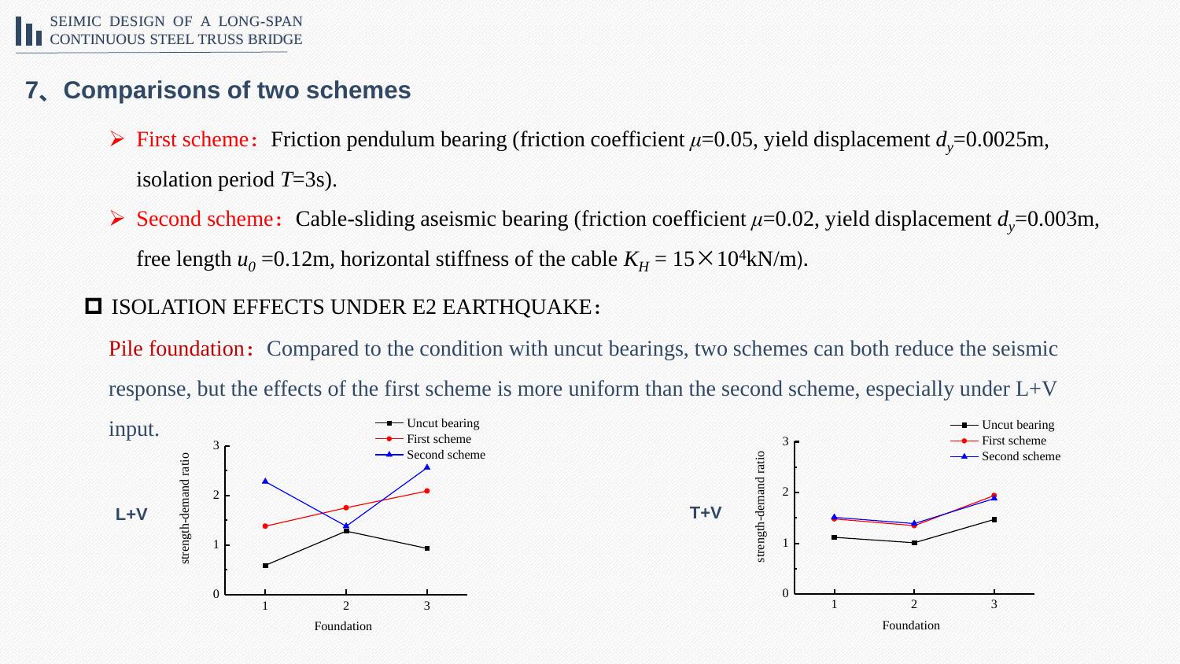## 7、Comparisons of two schemes

- First scheme：Friction pendulum bearing (friction coefficient $\mu$=0.05, yield displacement $d_y$=0.0025m, isolation period $T$=3s).
- Second scheme：Cable-sliding aseismic bearing (friction coefficient $\mu$=0.02, yield displacement $d_y$=0.003m, free length $u_0$ =0.12m, horizontal stiffness of the cable $K_H$ = 15×10$^4$kN/m).

### ☐ ISOLATION EFFECTS UNDER E2 EARTHQUAKE：

Pile foundation：Compared to the condition with uncut bearings, two schemes can both reduce the seismic response, but the effects of the first scheme is more uniform than the second scheme, especially under L+V input.

**L+V**

Legend: Uncut bearing; First scheme; Second scheme

y-axis: strength-demand ratio; x-axis: Foundation

**T+V**

Legend: Uncut bearing; First scheme; Second scheme

y-axis: strength-demand ratio; x-axis: Foundation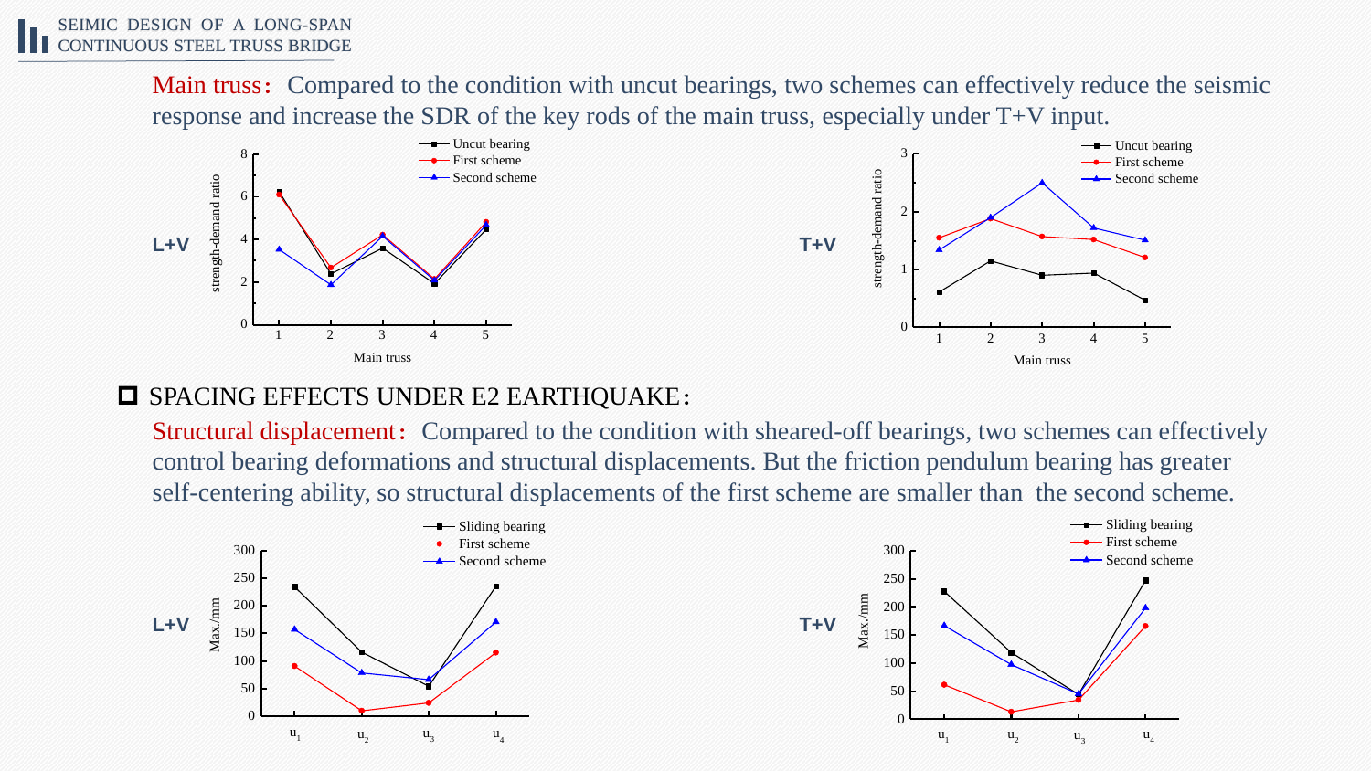**Main truss:** Compared to the condition with uncut bearings, two schemes can effectively reduce the seismic response and increase the SDR of the key rods of the main truss, especially under T+V input.

L+V

T+V

## SPACING EFFECTS UNDER E2 EARTHQUAKE:

**Structural displacement:** Compared to the condition with sheared-off bearings, two schemes can effectively control bearing deformations and structural displacements. But the friction pendulum bearing has greater self-centering ability, so structural displacements of the first scheme are smaller than the second scheme.

L+V

T+V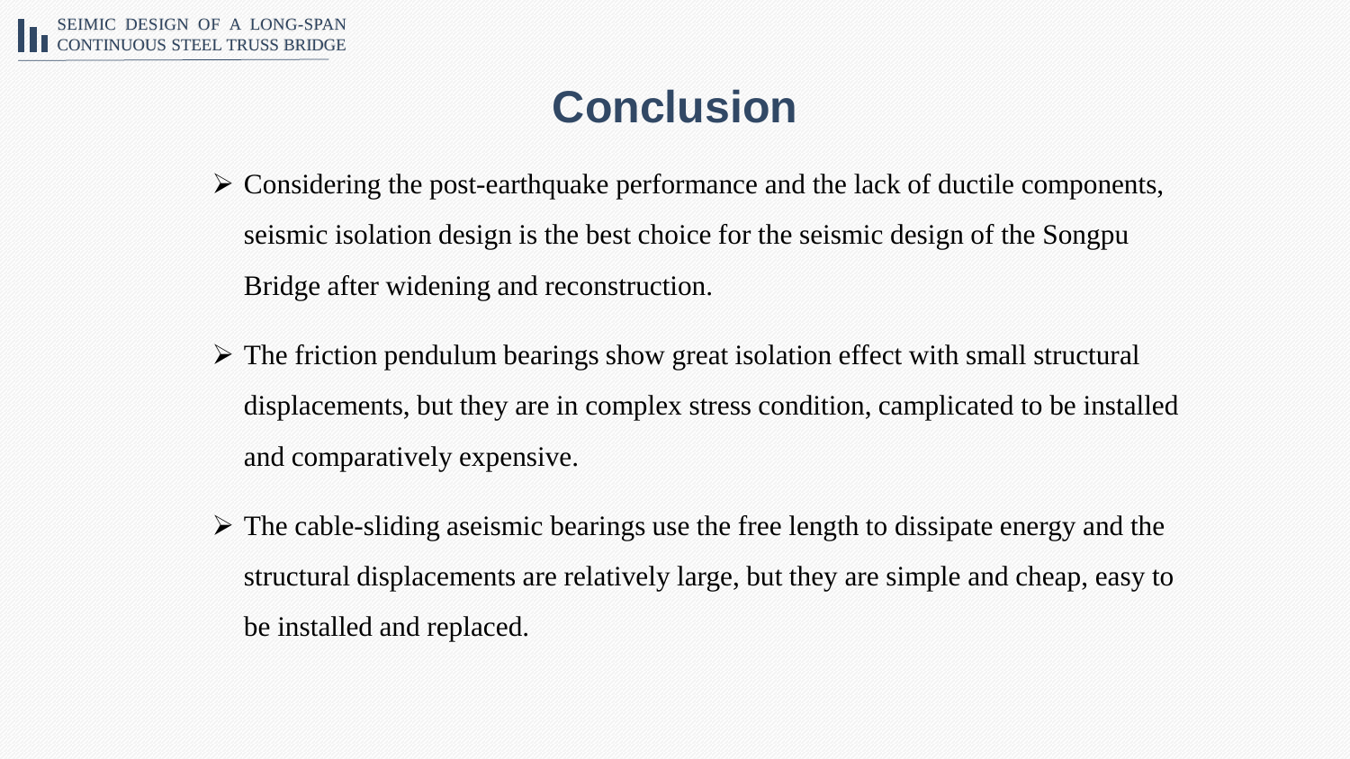# Conclusion

- Considering the post-earthquake performance and the lack of ductile components, seismic isolation design is the best choice for the seismic design of the Songpu Bridge after widening and reconstruction.
- The friction pendulum bearings show great isolation effect with small structural displacements, but they are in complex stress condition, camplicated to be installed and comparatively expensive.
- The cable-sliding aseismic bearings use the free length to dissipate energy and the structural displacements are relatively large, but they are simple and cheap, easy to be installed and replaced.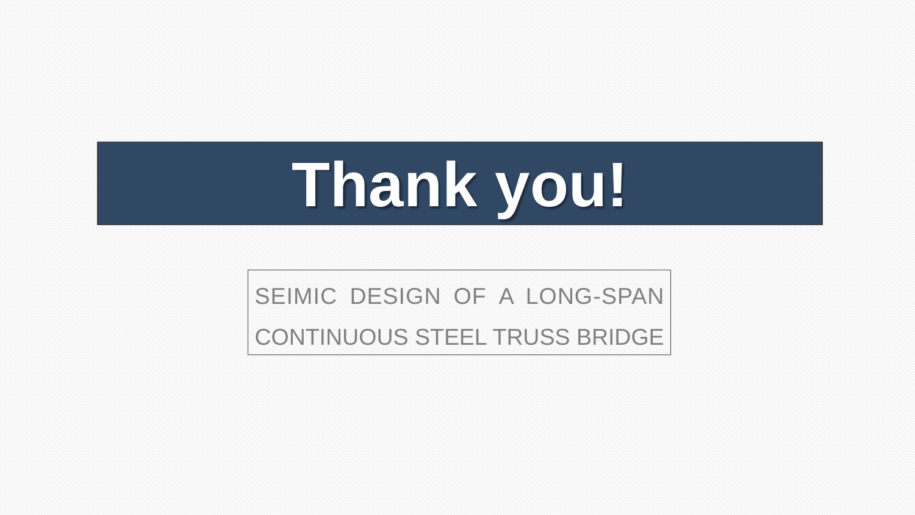# Thank you!

SEIMIC DESIGN OF A LONG-SPAN CONTINUOUS STEEL TRUSS BRIDGE